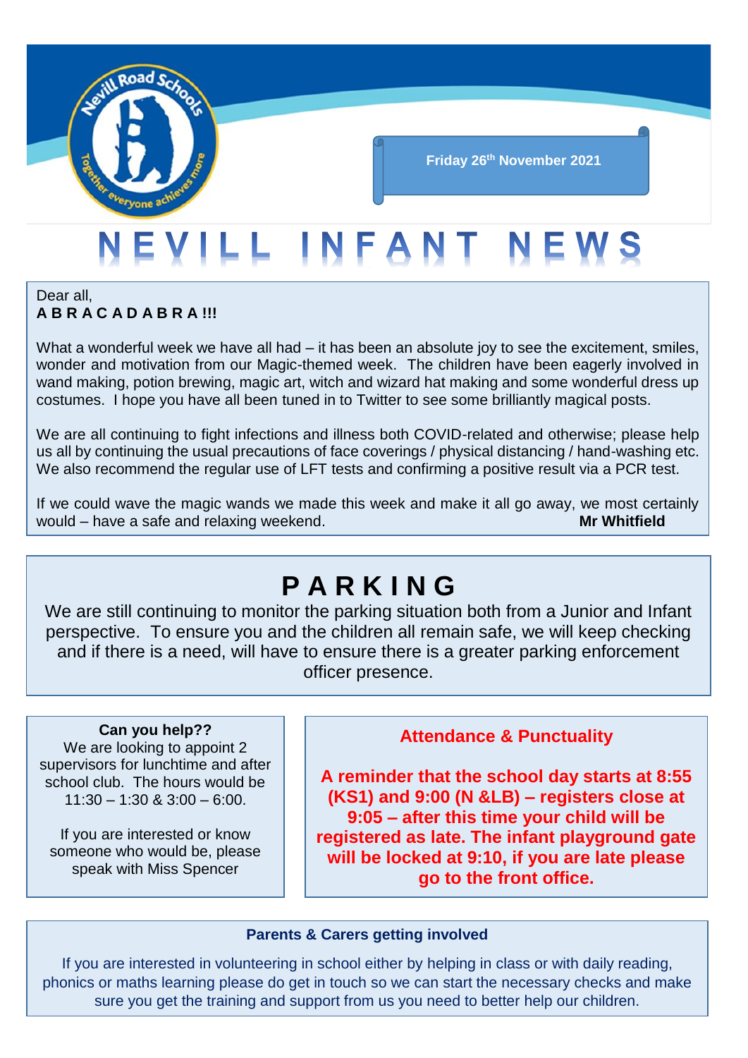Nevill Road Schools

Together everyone achieves more

Friday 26th November 2021

# NEVILL INFANT NEWS

Dear all,

**A B R A C A D A B R A !!!**

What a wonderful week we have all had – it has been an absolute joy to see the excitement, smiles, wonder and motivation from our Magic-themed week. The children have been eagerly involved in wand making, potion brewing, magic art, witch and wizard hat making and some wonderful dress up costumes. I hope you have all been tuned in to Twitter to see some brilliantly magical posts.

We are all continuing to fight infections and illness both COVID-related and otherwise; please help us all by continuing the usual precautions of face coverings / physical distancing / hand-washing etc. We also recommend the regular use of LFT tests and confirming a positive result via a PCR test.

If we could wave the magic wands we made this week and make it all go away, we most certainly would – have a safe and relaxing weekend.

**Mr Whitfield**

## P A R K I N G

We are still continuing to monitor the parking situation both from a Junior and Infant perspective. To ensure you and the children all remain safe, we will keep checking and if there is a need, will have to ensure there is a greater parking enforcement officer presence.

**Can you help??**

We are looking to appoint 2 supervisors for lunchtime and after school club. The hours would be 11:30 – 1:30 & 3:00 – 6:00.

If you are interested or know someone who would be, please speak with Miss Spencer

**Attendance & Punctuality**

**A reminder that the school day starts at 8:55 (KS1) and 9:00 (N &LB) – registers close at 9:05 – after this time your child will be registered as late. The infant playground gate will be locked at 9:10, if you are late please go to the front office.**

**Parents & Carers getting involved**

If you are interested in volunteering in school either by helping in class or with daily reading, phonics or maths learning please do get in touch so we can start the necessary checks and make sure you get the training and support from us you need to better help our children.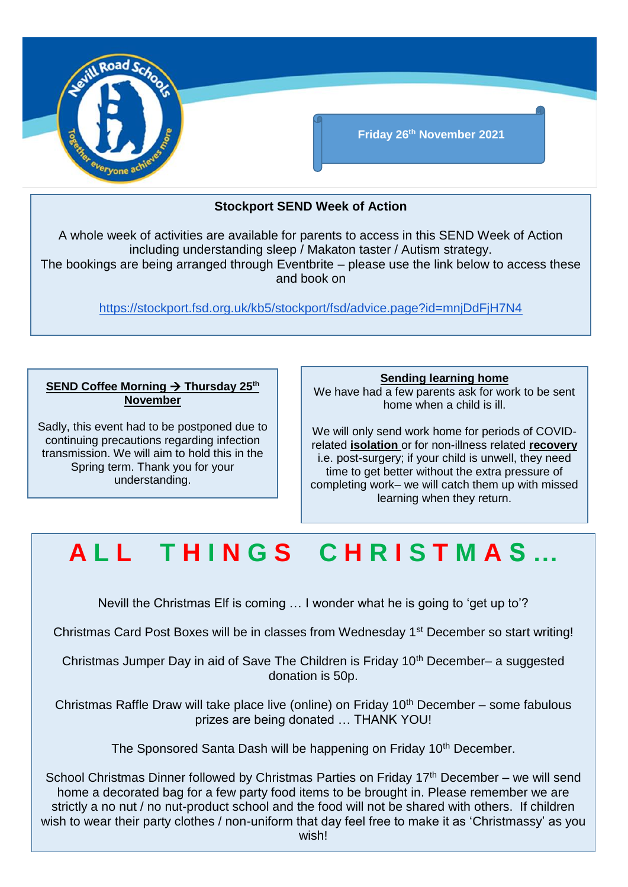Friday 26th November 2021

## Stockport SEND Week of Action

A whole week of activities are available for parents to access in this SEND Week of Action including understanding sleep / Makaton taster / Autism strategy.
The bookings are being arranged through Eventbrite – please use the link below to access these and book on

https://stockport.fsd.org.uk/kb5/stockport/fsd/advice.page?id=mnjDdFjH7N4

### **SEND Coffee Morning → Thursday 25th November**

Sadly, this event had to be postponed due to continuing precautions regarding infection transmission. We will aim to hold this in the Spring term. Thank you for your understanding.

### **Sending learning home**

We have had a few parents ask for work to be sent home when a child is ill.

We will only send work home for periods of COVID-related **isolation** or for non-illness related **recovery** i.e. post-surgery; if your child is unwell, they need time to get better without the extra pressure of completing work– we will catch them up with missed learning when they return.

## ALL THINGS CHRISTMAS…

Nevill the Christmas Elf is coming … I wonder what he is going to 'get up to'?

Christmas Card Post Boxes will be in classes from Wednesday 1st December so start writing!

Christmas Jumper Day in aid of Save The Children is Friday 10th December– a suggested donation is 50p.

Christmas Raffle Draw will take place live (online) on Friday 10th December – some fabulous prizes are being donated … THANK YOU!

The Sponsored Santa Dash will be happening on Friday 10th December.

School Christmas Dinner followed by Christmas Parties on Friday 17th December – we will send home a decorated bag for a few party food items to be brought in. Please remember we are strictly a no nut / no nut-product school and the food will not be shared with others. If children wish to wear their party clothes / non-uniform that day feel free to make it as 'Christmassy' as you wish!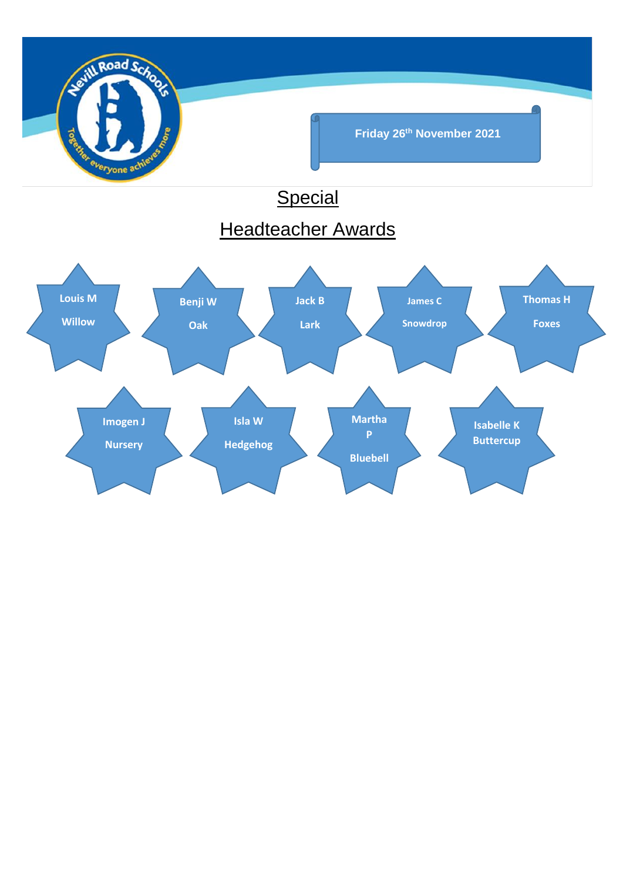Friday 26th November 2021

# Special

# Headteacher Awards

**Louis M**
**Willow**

**Benji W**
**Oak**

**Jack B**
**Lark**

**James C**
**Snowdrop**

**Thomas H**
**Foxes**

**Imogen J**
**Nursery**

**Isla W**
**Hedgehog**

**Martha P**
**Bluebell**

**Isabelle K**
**Buttercup**